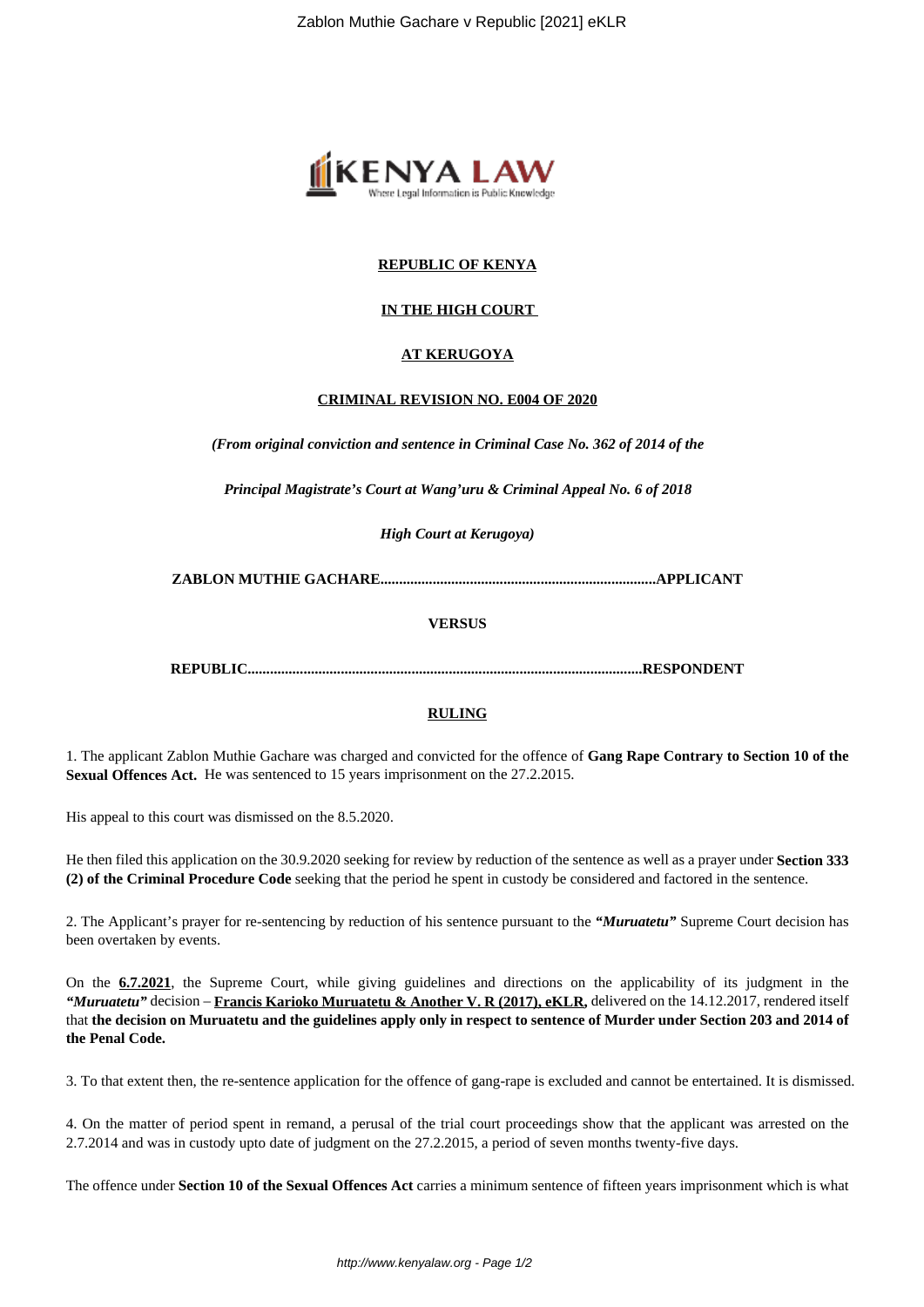**REPUBLIC OF KENYA**

**IN THE HIGH COURT**

**AT KERUGOYA**

**CRIMINAL REVISION NO. E004 OF 2020**

***(From original conviction and sentence in Criminal Case No. 362 of 2014 of the***

***Principal Magistrate's Court at Wang'uru & Criminal Appeal No. 6 of 2018***

***High Court at Kerugoya)***

**ZABLON MUTHIE GACHARE..........................................................................APPLICANT**

**VERSUS**

**REPUBLIC..........................................................................................................RESPONDENT**

**RULING**

1. The applicant Zablon Muthie Gachare was charged and convicted for the offence of **Gang Rape Contrary to Section 10 of the Sexual Offences Act.** He was sentenced to 15 years imprisonment on the 27.2.2015.

His appeal to this court was dismissed on the 8.5.2020.

He then filed this application on the 30.9.2020 seeking for review by reduction of the sentence as well as a prayer under **Section 333 (2) of the Criminal Procedure Code** seeking that the period he spent in custody be considered and factored in the sentence.

2. The Applicant's prayer for re-sentencing by reduction of his sentence pursuant to the ***"Muruatetu"*** Supreme Court decision has been overtaken by events.

On the **6.7.2021**, the Supreme Court, while giving guidelines and directions on the applicability of its judgment in the ***"Muruatetu"*** decision – **Francis Karioko Muruatetu & Another V. R (2017), eKLR,** delivered on the 14.12.2017, rendered itself that **the decision on Muruatetu and the guidelines apply only in respect to sentence of Murder under Section 203 and 2014 of the Penal Code.**

3. To that extent then, the re-sentence application for the offence of gang-rape is excluded and cannot be entertained. It is dismissed.

4. On the matter of period spent in remand, a perusal of the trial court proceedings show that the applicant was arrested on the 2.7.2014 and was in custody upto date of judgment on the 27.2.2015, a period of seven months twenty-five days.

The offence under **Section 10 of the Sexual Offences Act** carries a minimum sentence of fifteen years imprisonment which is what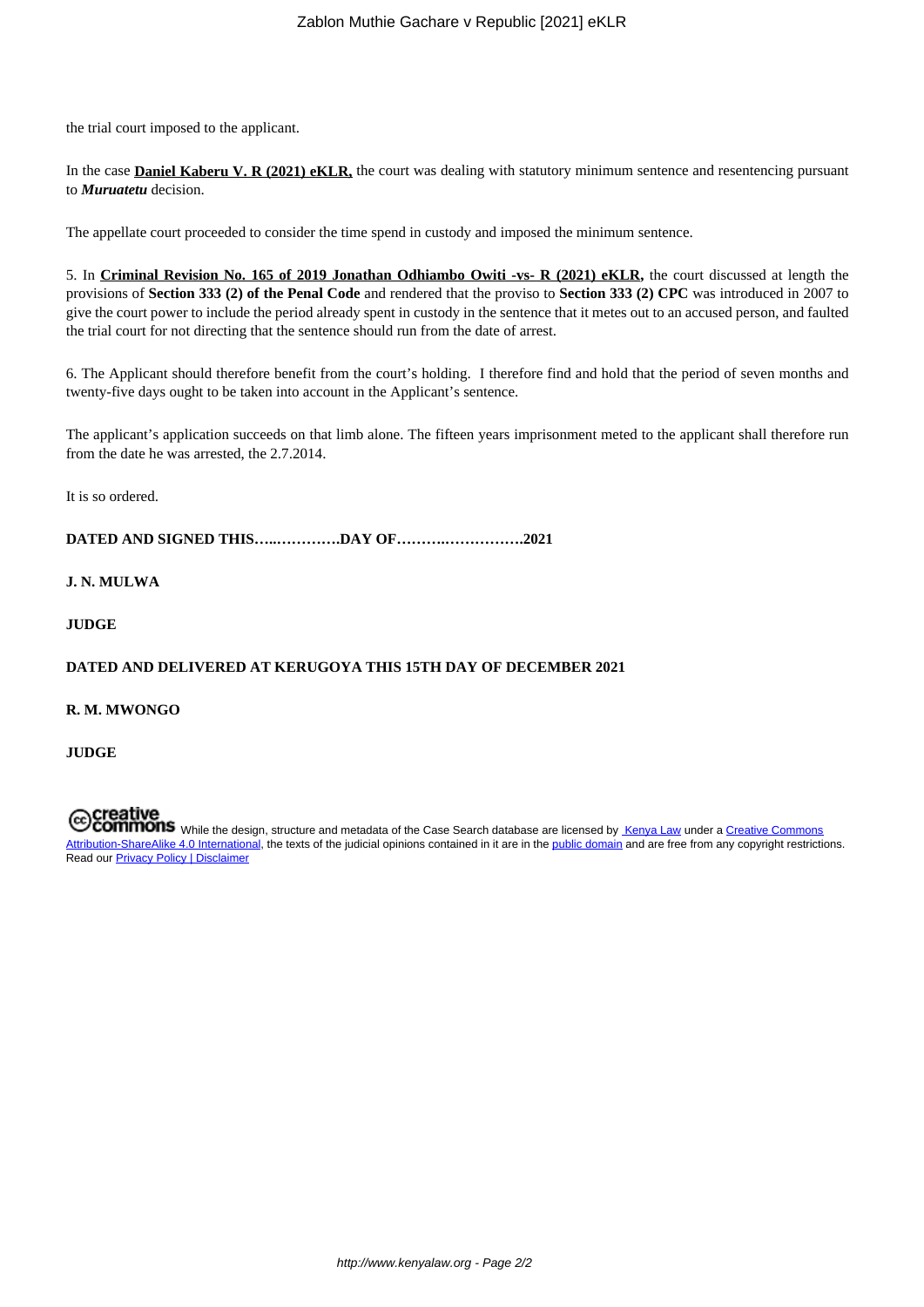the trial court imposed to the applicant.

In the case **Daniel Kaberu V. R (2021) eKLR,** the court was dealing with statutory minimum sentence and resentencing pursuant to ***Muruatetu*** decision.

The appellate court proceeded to consider the time spend in custody and imposed the minimum sentence.

5. In **Criminal Revision No. 165 of 2019 Jonathan Odhiambo Owiti -vs- R (2021) eKLR,** the court discussed at length the provisions of **Section 333 (2) of the Penal Code** and rendered that the proviso to **Section 333 (2) CPC** was introduced in 2007 to give the court power to include the period already spent in custody in the sentence that it metes out to an accused person, and faulted the trial court for not directing that the sentence should run from the date of arrest.

6. The Applicant should therefore benefit from the court's holding. I therefore find and hold that the period of seven months and twenty-five days ought to be taken into account in the Applicant's sentence.

The applicant's application succeeds on that limb alone. The fifteen years imprisonment meted to the applicant shall therefore run from the date he was arrested, the 2.7.2014.

It is so ordered.

**DATED AND SIGNED THIS…...………….DAY OF……….…………….2021**

**J. N. MULWA**

**JUDGE**

**DATED AND DELIVERED AT KERUGOYA THIS 15TH DAY OF DECEMBER 2021**

**R. M. MWONGO**

**JUDGE**

While the design, structure and metadata of the Case Search database are licensed by Kenya Law under a Creative Commons Attribution-ShareAlike 4.0 International, the texts of the judicial opinions contained in it are in the public domain and are free from any copyright restrictions. Read our Privacy Policy | Disclaimer